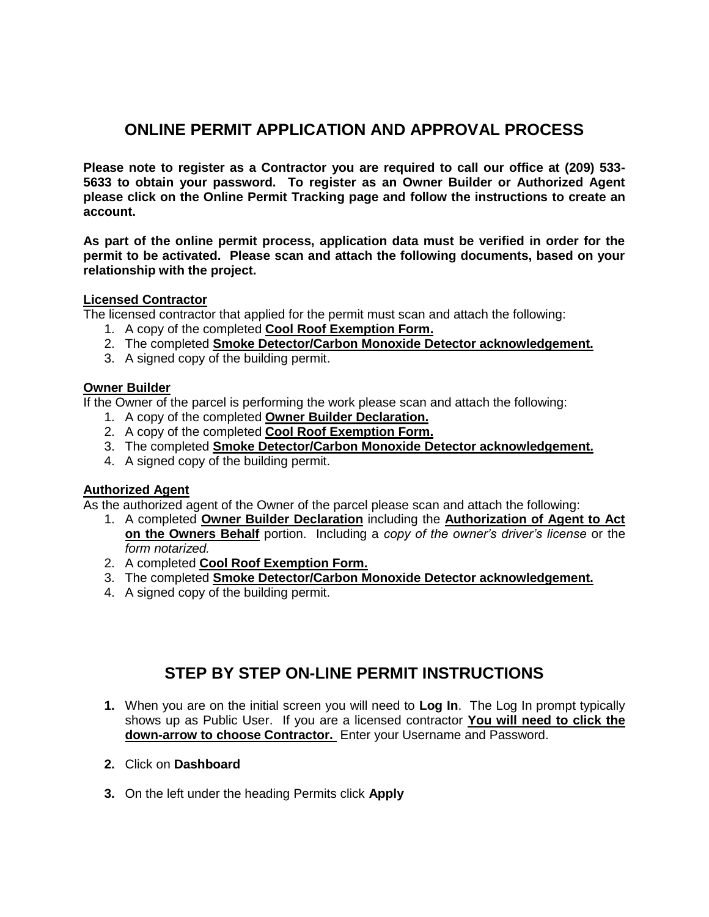# ONLINE PERMIT APPLICATION AND APPROVAL PROCESS

**Please note to register as a Contractor you are required to call our office at (209) 533-5633 to obtain your password. To register as an Owner Builder or Authorized Agent please click on the Online Permit Tracking page and follow the instructions to create an account.**

**As part of the online permit process, application data must be verified in order for the permit to be activated. Please scan and attach the following documents, based on your relationship with the project.**

**Licensed Contractor**

The licensed contractor that applied for the permit must scan and attach the following:

1. A copy of the completed **Cool Roof Exemption Form.**
2. The completed **Smoke Detector/Carbon Monoxide Detector acknowledgement.**
3. A signed copy of the building permit.

**Owner Builder**

If the Owner of the parcel is performing the work please scan and attach the following:

1. A copy of the completed **Owner Builder Declaration.**
2. A copy of the completed **Cool Roof Exemption Form.**
3. The completed **Smoke Detector/Carbon Monoxide Detector acknowledgement.**
4. A signed copy of the building permit.

**Authorized Agent**

As the authorized agent of the Owner of the parcel please scan and attach the following:

1. A completed **Owner Builder Declaration** including the **Authorization of Agent to Act on the Owners Behalf** portion. Including a *copy of the owner's driver's license* or the *form notarized.*
2. A completed **Cool Roof Exemption Form.**
3. The completed **Smoke Detector/Carbon Monoxide Detector acknowledgement.**
4. A signed copy of the building permit.

# STEP BY STEP ON-LINE PERMIT INSTRUCTIONS

1. When you are on the initial screen you will need to **Log In**. The Log In prompt typically shows up as Public User. If you are a licensed contractor **You will need to click the down-arrow to choose Contractor.** Enter your Username and Password.

2. Click on **Dashboard**

3. On the left under the heading Permits click **Apply**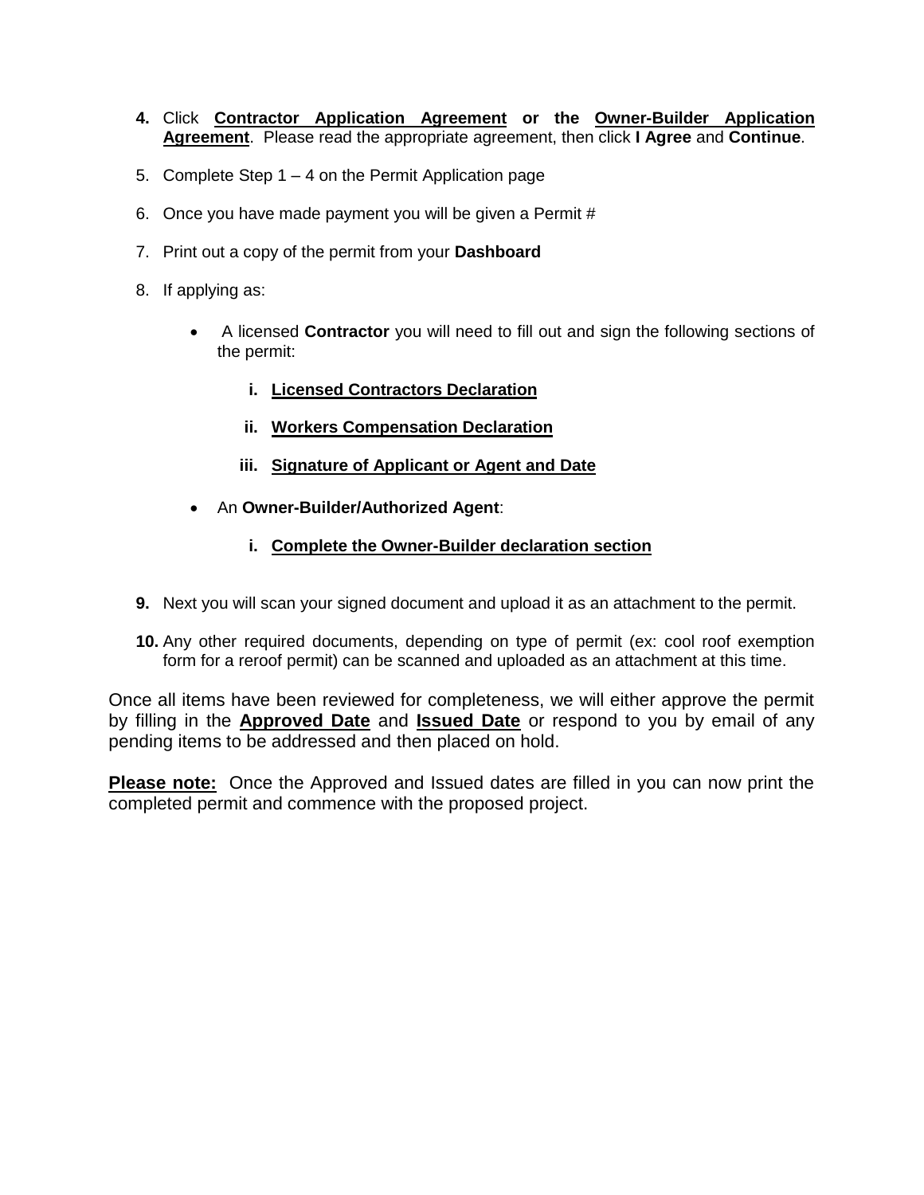4. Click **Contractor Application Agreement or the Owner-Builder Application Agreement**. Please read the appropriate agreement, then click **I Agree** and **Continue**.
5. Complete Step 1 – 4 on the Permit Application page
6. Once you have made payment you will be given a Permit #
7. Print out a copy of the permit from your **Dashboard**
8. If applying as:
   - A licensed **Contractor** you will need to fill out and sign the following sections of the permit:
     1. **Licensed Contractors Declaration**
     2. **Workers Compensation Declaration**
     3. **Signature of Applicant or Agent and Date**
   - An **Owner-Builder/Authorized Agent**:
     1. **Complete the Owner-Builder declaration section**
9. Next you will scan your signed document and upload it as an attachment to the permit.
10. Any other required documents, depending on type of permit (ex: cool roof exemption form for a reroof permit) can be scanned and uploaded as an attachment at this time.

Once all items have been reviewed for completeness, we will either approve the permit by filling in the **Approved Date** and **Issued Date** or respond to you by email of any pending items to be addressed and then placed on hold.

**Please note:** Once the Approved and Issued dates are filled in you can now print the completed permit and commence with the proposed project.